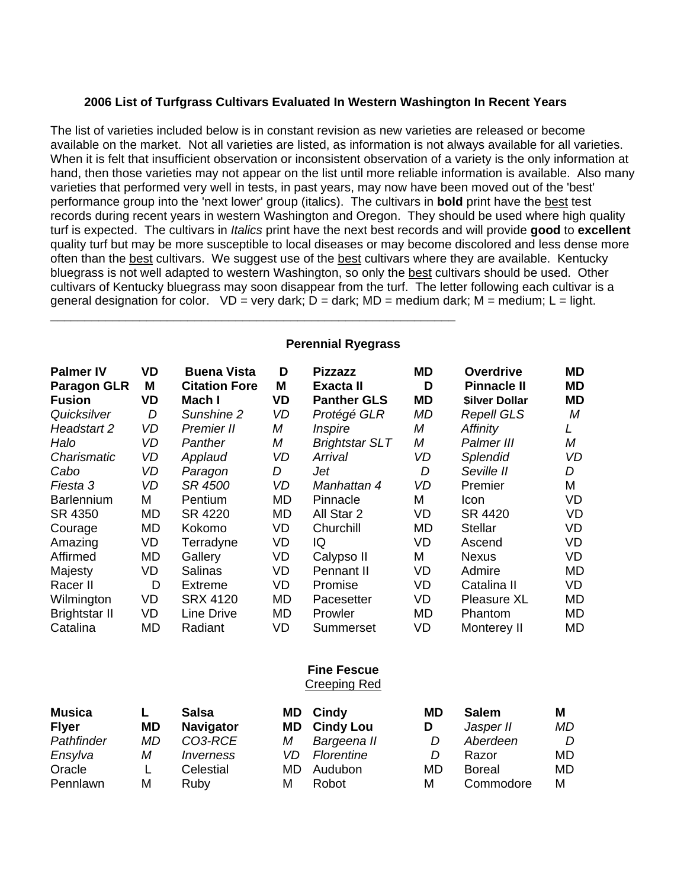### 2006 List of Turfgrass Cultivars Evaluated In Western Washington In Recent Years

The list of varieties included below is in constant revision as new varieties are released or become available on the market. Not all varieties are listed, as information is not always available for all varieties. When it is felt that insufficient observation or inconsistent observation of a variety is the only information at hand, then those varieties may not appear on the list until more reliable information is available. Also many varieties that performed very well in tests, in past years, may now have been moved out of the 'best' performance group into the 'next lower' group (italics). The cultivars in **bold** print have the <u>best</u> test records during recent years in western Washington and Oregon. They should be used where high quality turf is expected. The cultivars in *Italics* print have the next best records and will provide **good** to **excellent** quality turf but may be more susceptible to local diseases or may become discolored and less dense more often than the <u>best</u> cultivars. We suggest use of the <u>best</u> cultivars where they are available. Kentucky bluegrass is not well adapted to western Washington, so only the <u>best</u> cultivars should be used. Other cultivars of Kentucky bluegrass may soon disappear from the turf. The letter following each cultivar is a general designation for color. VD = very dark; D = dark; MD = medium dark; M = medium; L = light.

---

#### Perennial Ryegrass

| | | | | | | | |
|---|---|---|---|---|---|---|---|
| **Palmer IV** | **VD** | **Buena Vista** | **D** | **Pizzazz** | **MD** | **Overdrive** | **MD** |
| **Paragon GLR** | **M** | **Citation Fore** | **M** | **Exacta II** | **D** | **Pinnacle II** | **MD** |
| **Fusion** | **VD** | **Mach I** | **VD** | **Panther GLS** | **MD** | **$ilver Dollar** | **MD** |
| *Quicksilver* | *D* | *Sunshine 2* | *VD* | *Protégé GLR* | *MD* | *Repell GLS* | *M* |
| *Headstart 2* | *VD* | *Premier II* | *M* | *Inspire* | *M* | *Affinity* | *L* |
| *Halo* | *VD* | *Panther* | *M* | *Brightstar SLT* | *M* | *Palmer III* | *M* |
| *Charismatic* | *VD* | *Applaud* | *VD* | *Arrival* | *VD* | *Splendid* | *VD* |
| *Cabo* | *VD* | *Paragon* | *D* | *Jet* | *D* | *Seville II* | *D* |
| *Fiesta 3* | *VD* | *SR 4500* | *VD* | *Manhattan 4* | *VD* | Premier | M |
| Barlennium | M | Pentium | MD | Pinnacle | M | Icon | VD |
| SR 4350 | MD | SR 4220 | MD | All Star 2 | VD | SR 4420 | VD |
| Courage | MD | Kokomo | VD | Churchill | MD | Stellar | VD |
| Amazing | VD | Terradyne | VD | IQ | VD | Ascend | VD |
| Affirmed | MD | Gallery | VD | Calypso II | M | Nexus | VD |
| Majesty | VD | Salinas | VD | Pennant II | VD | Admire | MD |
| Racer II | D | Extreme | VD | Promise | VD | Catalina II | VD |
| Wilmington | VD | SRX 4120 | MD | Pacesetter | VD | Pleasure XL | MD |
| Brightstar II | VD | Line Drive | MD | Prowler | MD | Phantom | MD |
| Catalina | MD | Radiant | VD | Summerset | VD | Monterey II | MD |

#### Fine Fescue
<u>Creeping Red</u>

| | | | | | | | |
|---|---|---|---|---|---|---|---|
| **Musica** | **L** | **Salsa** | **MD** | **Cindy** | **MD** | **Salem** | **M** |
| **Flyer** | **MD** | **Navigator** | **MD** | **Cindy Lou** | **D** | *Jasper II* | *MD* |
| *Pathfinder* | *MD* | *CO3-RCE* | *M* | *Bargeena II* | *D* | *Aberdeen* | *D* |
| *Ensylva* | *M* | *Inverness* | *VD* | *Florentine* | *D* | Razor | MD |
| Oracle | L | Celestial | MD | Audubon | MD | Boreal | MD |
| Pennlawn | M | Ruby | M | Robot | M | Commodore | M |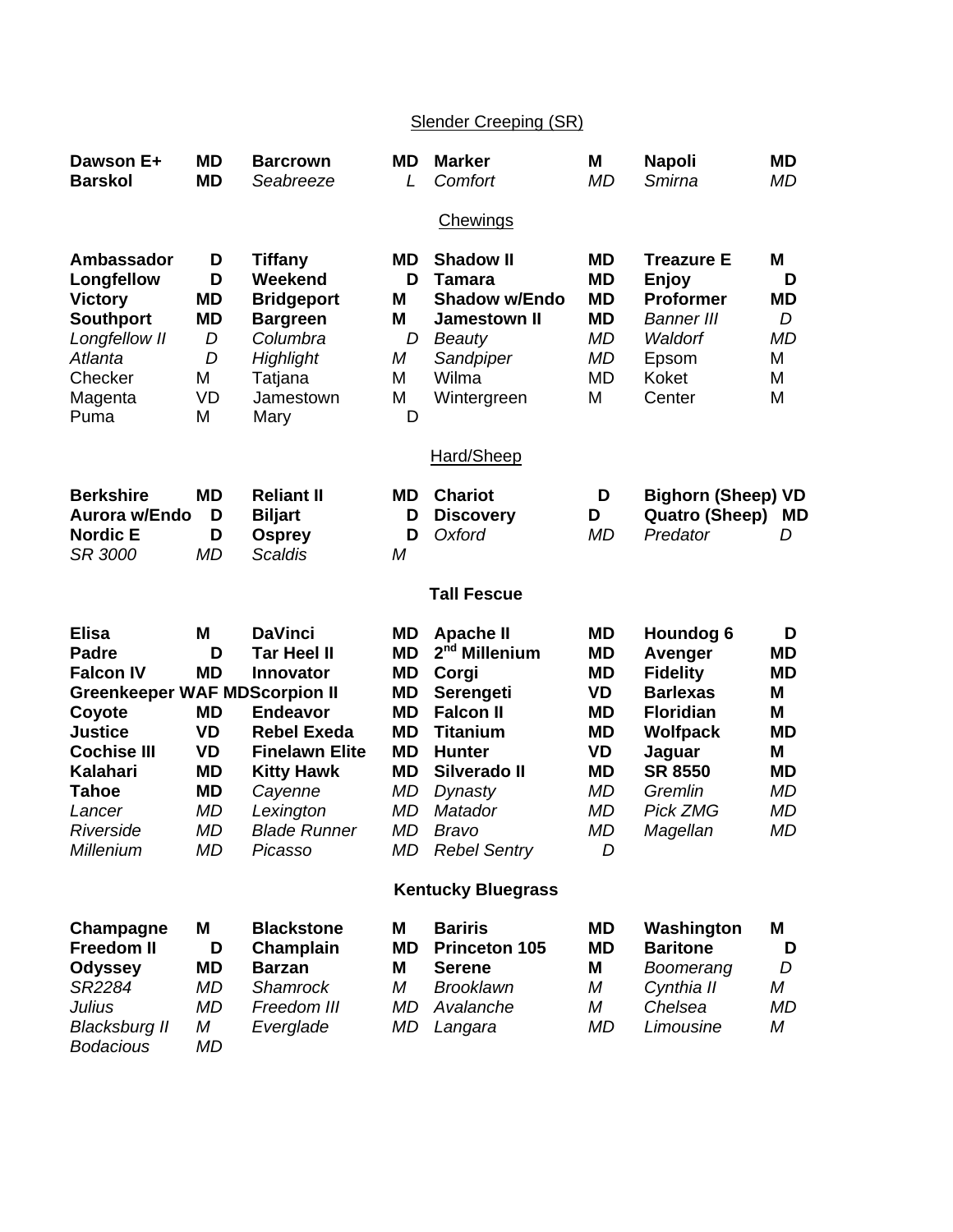## Slender Creeping (SR)

| | | | | | | | |
|---|---|---|---|---|---|---|---|
| **Dawson E+** | **MD** | **Barcrown** | **MD** | **Marker** | **M** | **Napoli** | **MD** |
| **Barskol** | **MD** | *Seabreeze* | *L* | *Comfort* | *MD* | *Smirna* | *MD* |

## Chewings

| | | | | | | | |
|---|---|---|---|---|---|---|---|
| **Ambassador** | **D** | **Tiffany** | **MD** | **Shadow II** | **MD** | **Treazure E** | **M** |
| **Longfellow** | **D** | **Weekend** | **D** | **Tamara** | **MD** | **Enjoy** | **D** |
| **Victory** | **MD** | **Bridgeport** | **M** | **Shadow w/Endo** | **MD** | **Proformer** | **MD** |
| **Southport** | **MD** | **Bargreen** | **M** | **Jamestown II** | **MD** | *Banner III* | *D* |
| *Longfellow II* | *D* | *Columbra* | *D* | *Beauty* | *MD* | *Waldorf* | *MD* |
| *Atlanta* | *D* | *Highlight* | *M* | *Sandpiper* | *MD* | Epsom | M |
| Checker | M | Tatjana | M | Wilma | MD | Koket | M |
| Magenta | VD | Jamestown | M | Wintergreen | M | Center | M |
| Puma | M | Mary | D | | | | |

## Hard/Sheep

| | | | | | | | |
|---|---|---|---|---|---|---|---|
| **Berkshire** | **MD** | **Reliant II** | **MD** | **Chariot** | **D** | **Bighorn (Sheep)** | **VD** |
| **Aurora w/Endo** | **D** | **Biljart** | **D** | **Discovery** | **D** | **Quatro (Sheep)** | **MD** |
| **Nordic E** | **D** | **Osprey** | **D** | *Oxford* | *MD* | *Predator* | *D* |
| *SR 3000* | *MD* | *Scaldis* | *M* | | | | |

## Tall Fescue

| | | | | | | | |
|---|---|---|---|---|---|---|---|
| **Elisa** | **M** | **DaVinci** | **MD** | **Apache II** | **MD** | **Houndog 6** | **D** |
| **Padre** | **D** | **Tar Heel II** | **MD** | **2nd Millenium** | **MD** | **Avenger** | **MD** |
| **Falcon IV** | **MD** | **Innovator** | **MD** | **Corgi** | **MD** | **Fidelity** | **MD** |
| **Greenkeeper WAF** | **MD** | **Scorpion II** | **MD** | **Serengeti** | **VD** | **Barlexas** | **M** |
| **Coyote** | **MD** | **Endeavor** | **MD** | **Falcon II** | **MD** | **Floridian** | **M** |
| **Justice** | **VD** | **Rebel Exeda** | **MD** | **Titanium** | **MD** | **Wolfpack** | **MD** |
| **Cochise III** | **VD** | **Finelawn Elite** | **MD** | **Hunter** | **VD** | **Jaguar** | **M** |
| **Kalahari** | **MD** | **Kitty Hawk** | **MD** | **Silverado II** | **MD** | **SR 8550** | **MD** |
| **Tahoe** | **MD** | *Cayenne* | *MD* | *Dynasty* | *MD* | *Gremlin* | *MD* |
| *Lancer* | *MD* | *Lexington* | *MD* | *Matador* | *MD* | *Pick ZMG* | *MD* |
| *Riverside* | *MD* | *Blade Runner* | *MD* | *Bravo* | *MD* | *Magellan* | *MD* |
| *Millenium* | *MD* | *Picasso* | *MD* | *Rebel Sentry* | *D* | | |

## Kentucky Bluegrass

| | | | | | | | |
|---|---|---|---|---|---|---|---|
| **Champagne** | **M** | **Blackstone** | **M** | **Bariris** | **MD** | **Washington** | **M** |
| **Freedom II** | **D** | **Champlain** | **MD** | **Princeton 105** | **MD** | **Baritone** | **D** |
| **Odyssey** | **MD** | **Barzan** | **M** | **Serene** | **M** | *Boomerang* | *D* |
| *SR2284* | *MD* | *Shamrock* | *M* | *Brooklawn* | *M* | *Cynthia II* | *M* |
| *Julius* | *MD* | *Freedom III* | *MD* | *Avalanche* | *M* | *Chelsea* | *MD* |
| *Blacksburg II* | *M* | *Everglade* | *MD* | *Langara* | *MD* | *Limousine* | *M* |
| *Bodacious* | *MD* | | | | | | |